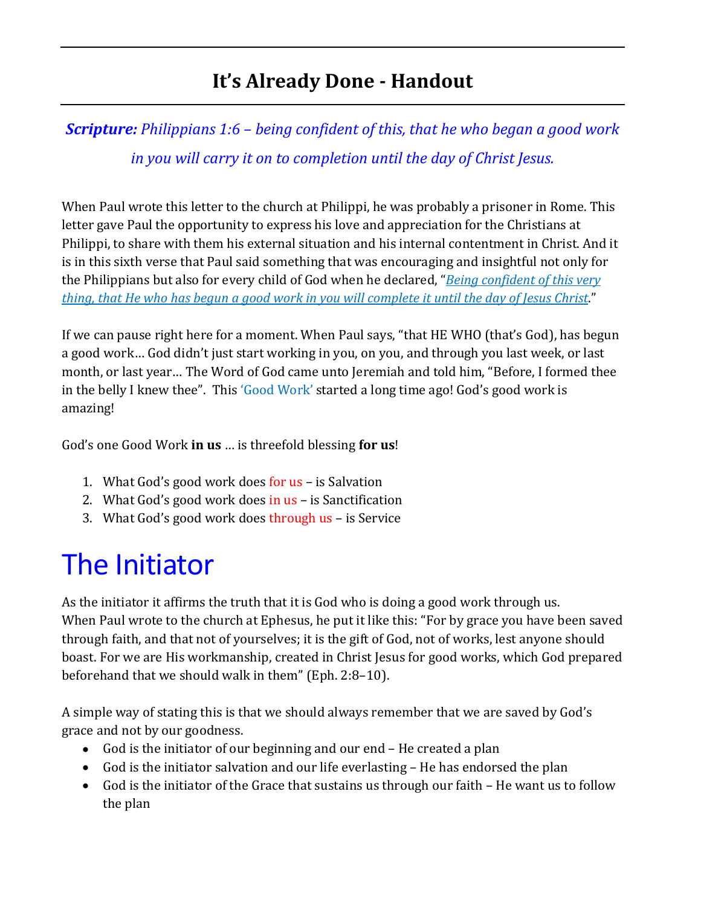# It's Already Done - Handout

***Scripture:*** *Philippians 1:6 – being confident of this, that he who began a good work in you will carry it on to completion until the day of Christ Jesus.*

When Paul wrote this letter to the church at Philippi, he was probably a prisoner in Rome. This letter gave Paul the opportunity to express his love and appreciation for the Christians at Philippi, to share with them his external situation and his internal contentment in Christ. And it is in this sixth verse that Paul said something that was encouraging and insightful not only for the Philippians but also for every child of God when he declared, "*Being confident of this very thing, that He who has begun a good work in you will complete it until the day of Jesus Christ*."

If we can pause right here for a moment. When Paul says, "that HE WHO (that's God), has begun a good work… God didn't just start working in you, on you, and through you last week, or last month, or last year… The Word of God came unto Jeremiah and told him, "Before, I formed thee in the belly I knew thee". This 'Good Work' started a long time ago! God's good work is amazing!

God's one Good Work **in us** … is threefold blessing **for us**!

1. What God's good work does for us – is Salvation
2. What God's good work does in us – is Sanctification
3. What God's good work does through us – is Service

## The Initiator

As the initiator it affirms the truth that it is God who is doing a good work through us. When Paul wrote to the church at Ephesus, he put it like this: "For by grace you have been saved through faith, and that not of yourselves; it is the gift of God, not of works, lest anyone should boast. For we are His workmanship, created in Christ Jesus for good works, which God prepared beforehand that we should walk in them" (Eph. 2:8–10).

A simple way of stating this is that we should always remember that we are saved by God's grace and not by our goodness.

- God is the initiator of our beginning and our end – He created a plan
- God is the initiator salvation and our life everlasting – He has endorsed the plan
- God is the initiator of the Grace that sustains us through our faith – He want us to follow the plan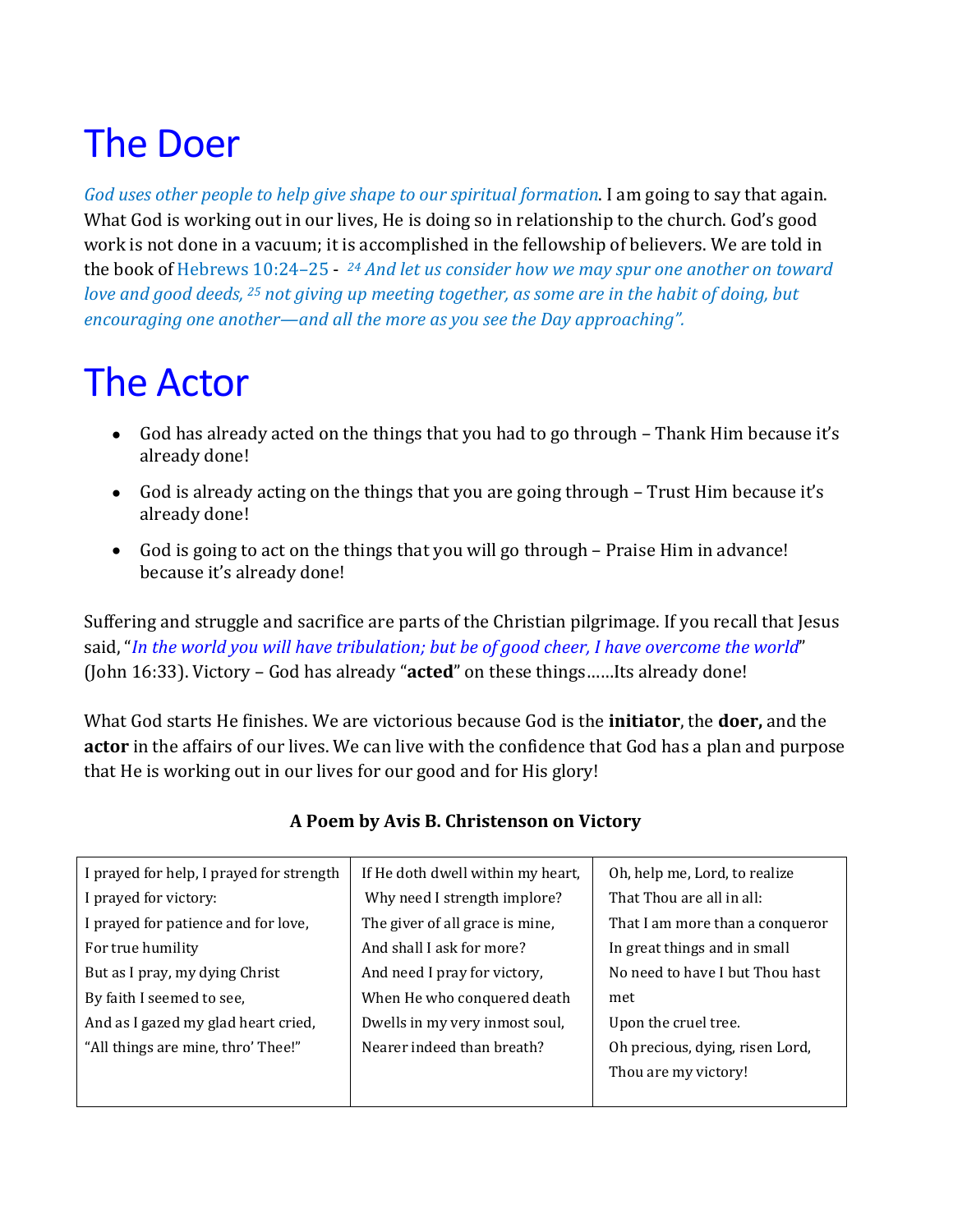# The Doer

*God uses other people to help give shape to our spiritual formation*. I am going to say that again. What God is working out in our lives, He is doing so in relationship to the church. God's good work is not done in a vacuum; it is accomplished in the fellowship of believers. We are told in the book of Hebrews 10:24–25 - *24 And let us consider how we may spur one another on toward love and good deeds, 25 not giving up meeting together, as some are in the habit of doing, but encouraging one another—and all the more as you see the Day approaching".*

# The Actor

- God has already acted on the things that you had to go through – Thank Him because it's already done!
- God is already acting on the things that you are going through – Trust Him because it's already done!
- God is going to act on the things that you will go through – Praise Him in advance! because it's already done!

Suffering and struggle and sacrifice are parts of the Christian pilgrimage. If you recall that Jesus said, "*In the world you will have tribulation; but be of good cheer, I have overcome the world*" (John 16:33). Victory – God has already "**acted**" on these things……Its already done!

What God starts He finishes. We are victorious because God is the **initiator**, the **doer,** and the **actor** in the affairs of our lives. We can live with the confidence that God has a plan and purpose that He is working out in our lives for our good and for His glory!

**A Poem by Avis B. Christenson on Victory**

| | | |
|---|---|---|
| I prayed for help, I prayed for strength<br>I prayed for victory:<br>I prayed for patience and for love,<br>For true humility<br>But as I pray, my dying Christ<br>By faith I seemed to see,<br>And as I gazed my glad heart cried,<br>"All things are mine, thro' Thee!" | If He doth dwell within my heart,<br>Why need I strength implore?<br>The giver of all grace is mine,<br>And shall I ask for more?<br>And need I pray for victory,<br>When He who conquered death<br>Dwells in my very inmost soul,<br>Nearer indeed than breath? | Oh, help me, Lord, to realize<br>That Thou are all in all:<br>That I am more than a conqueror<br>In great things and in small<br>No need to have I but Thou hast met<br>Upon the cruel tree.<br>Oh precious, dying, risen Lord,<br>Thou are my victory! |